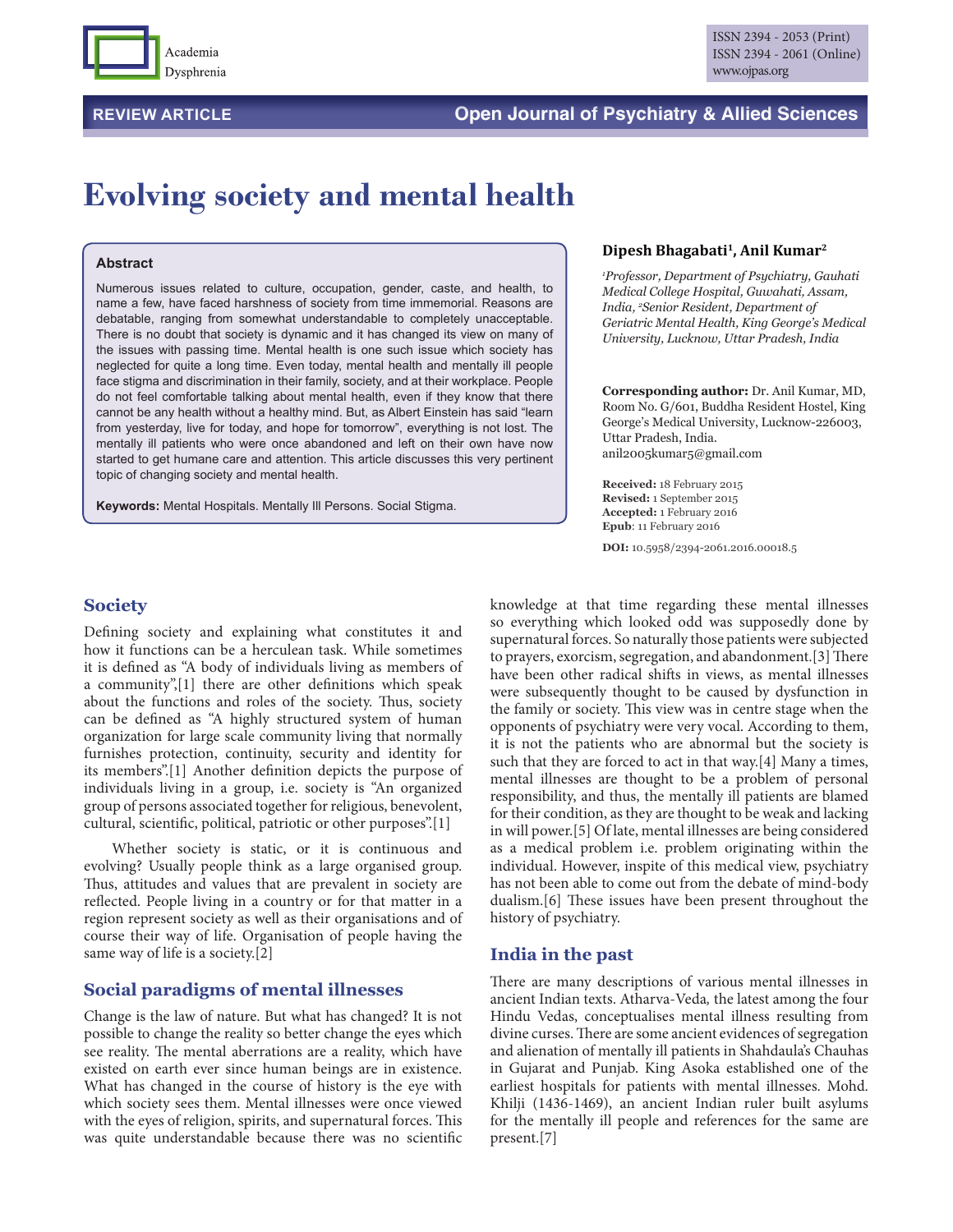REVIEW ARTICLE

# Evolving society and mental health

### Abstract

Numerous issues related to culture, occupation, gender, caste, and health, to name a few, have faced harshness of society from time immemorial. Reasons are debatable, ranging from somewhat understandable to completely unacceptable. There is no doubt that society is dynamic and it has changed its view on many of the issues with passing time. Mental health is one such issue which society has neglected for quite a long time. Even today, mental health and mentally ill people face stigma and discrimination in their family, society, and at their workplace. People do not feel comfortable talking about mental health, even if they know that there cannot be any health without a healthy mind. But, as Albert Einstein has said "learn from yesterday, live for today, and hope for tomorrow", everything is not lost. The mentally ill patients who were once abandoned and left on their own have now started to get humane care and attention. This article discusses this very pertinent topic of changing society and mental health.

**Keywords:** Mental Hospitals. Mentally Ill Persons. Social Stigma.

**Dipesh Bhagabati[1], Anil Kumar[2]**

*[1]Professor, Department of Psychiatry, Gauhati Medical College Hospital, Guwahati, Assam, India, [2]Senior Resident, Department of Geriatric Mental Health, King George's Medical University, Lucknow, Uttar Pradesh, India*

**Corresponding author:** Dr. Anil Kumar, MD, Room No. G/601, Buddha Resident Hostel, King George's Medical University, Lucknow-226003, Uttar Pradesh, India.
anil2005kumar5@gmail.com

**Received:** 18 February 2015
**Revised:** 1 September 2015
**Accepted:** 1 February 2016
**Epub**: 11 February 2016

**DOI:** 10.5958/2394-2061.2016.00018.5

## Society

Defining society and explaining what constitutes it and how it functions can be a herculean task. While sometimes it is defined as "A body of individuals living as members of a community",[1] there are other definitions which speak about the functions and roles of the society. Thus, society can be defined as "A highly structured system of human organization for large scale community living that normally furnishes protection, continuity, security and identity for its members".[1] Another definition depicts the purpose of individuals living in a group, i.e. society is "An organized group of persons associated together for religious, benevolent, cultural, scientific, political, patriotic or other purposes".[1]

Whether society is static, or it is continuous and evolving? Usually people think as a large organised group. Thus, attitudes and values that are prevalent in society are reflected. People living in a country or for that matter in a region represent society as well as their organisations and of course their way of life. Organisation of people having the same way of life is a society.[2]

## Social paradigms of mental illnesses

Change is the law of nature. But what has changed? It is not possible to change the reality so better change the eyes which see reality. The mental aberrations are a reality, which have existed on earth ever since human beings are in existence. What has changed in the course of history is the eye with which society sees them. Mental illnesses were once viewed with the eyes of religion, spirits, and supernatural forces. This was quite understandable because there was no scientific knowledge at that time regarding these mental illnesses so everything which looked odd was supposedly done by supernatural forces. So naturally those patients were subjected to prayers, exorcism, segregation, and abandonment.[3] There have been other radical shifts in views, as mental illnesses were subsequently thought to be caused by dysfunction in the family or society. This view was in centre stage when the opponents of psychiatry were very vocal. According to them, it is not the patients who are abnormal but the society is such that they are forced to act in that way.[4] Many a times, mental illnesses are thought to be a problem of personal responsibility, and thus, the mentally ill patients are blamed for their condition, as they are thought to be weak and lacking in will power.[5] Of late, mental illnesses are being considered as a medical problem i.e. problem originating within the individual. However, inspite of this medical view, psychiatry has not been able to come out from the debate of mind-body dualism.[6] These issues have been present throughout the history of psychiatry.

## India in the past

There are many descriptions of various mental illnesses in ancient Indian texts. Atharva-Veda*,* the latest among the four Hindu Vedas, conceptualises mental illness resulting from divine curses. There are some ancient evidences of segregation and alienation of mentally ill patients in Shahdaula's Chauhas in Gujarat and Punjab. King Asoka established one of the earliest hospitals for patients with mental illnesses. Mohd. Khilji (1436-1469), an ancient Indian ruler built asylums for the mentally ill people and references for the same are present.[7]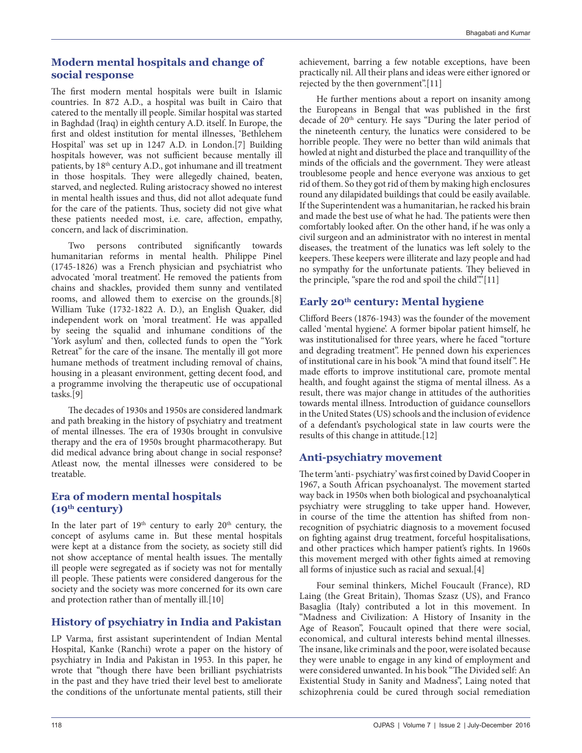## Modern mental hospitals and change of social response

The first modern mental hospitals were built in Islamic countries. In 872 A.D., a hospital was built in Cairo that catered to the mentally ill people. Similar hospital was started in Baghdad (Iraq) in eighth century A.D. itself. In Europe, the first and oldest institution for mental illnesses, 'Bethlehem Hospital' was set up in 1247 A.D. in London.[7] Building hospitals however, was not sufficient because mentally ill patients, by 18th century A.D., got inhumane and ill treatment in those hospitals. They were allegedly chained, beaten, starved, and neglected. Ruling aristocracy showed no interest in mental health issues and thus, did not allot adequate fund for the care of the patients. Thus, society did not give what these patients needed most, i.e. care, affection, empathy, concern, and lack of discrimination.

Two persons contributed significantly towards humanitarian reforms in mental health. Philippe Pinel (1745-1826) was a French physician and psychiatrist who advocated 'moral treatment'. He removed the patients from chains and shackles, provided them sunny and ventilated rooms, and allowed them to exercise on the grounds.[8] William Tuke (1732-1822 A. D.), an English Quaker, did independent work on 'moral treatment'. He was appalled by seeing the squalid and inhumane conditions of the 'York asylum' and then, collected funds to open the "York Retreat" for the care of the insane. The mentally ill got more humane methods of treatment including removal of chains, housing in a pleasant environment, getting decent food, and a programme involving the therapeutic use of occupational tasks.[9]

The decades of 1930s and 1950s are considered landmark and path breaking in the history of psychiatry and treatment of mental illnesses. The era of 1930s brought in convulsive therapy and the era of 1950s brought pharmacotherapy. But did medical advance bring about change in social response? Atleast now, the mental illnesses were considered to be treatable.

## Era of modern mental hospitals (19th century)

In the later part of 19th century to early 20th century, the concept of asylums came in. But these mental hospitals were kept at a distance from the society, as society still did not show acceptance of mental health issues. The mentally ill people were segregated as if society was not for mentally ill people. These patients were considered dangerous for the society and the society was more concerned for its own care and protection rather than of mentally ill.[10]

## History of psychiatry in India and Pakistan

LP Varma, first assistant superintendent of Indian Mental Hospital, Kanke (Ranchi) wrote a paper on the history of psychiatry in India and Pakistan in 1953. In this paper, he wrote that "though there have been brilliant psychiatrists in the past and they have tried their level best to ameliorate the conditions of the unfortunate mental patients, still their achievement, barring a few notable exceptions, have been practically nil. All their plans and ideas were either ignored or rejected by the then government".[11]

He further mentions about a report on insanity among the Europeans in Bengal that was published in the first decade of 20th century. He says "During the later period of the nineteenth century, the lunatics were considered to be horrible people. They were no better than wild animals that howled at night and disturbed the place and tranquillity of the minds of the officials and the government. They were atleast troublesome people and hence everyone was anxious to get rid of them. So they got rid of them by making high enclosures round any dilapidated buildings that could be easily available. If the Superintendent was a humanitarian, he racked his brain and made the best use of what he had. The patients were then comfortably looked after. On the other hand, if he was only a civil surgeon and an administrator with no interest in mental diseases, the treatment of the lunatics was left solely to the keepers. These keepers were illiterate and lazy people and had no sympathy for the unfortunate patients. They believed in the principle, "spare the rod and spoil the child"".[11]

## Early 20th century: Mental hygiene

Clifford Beers (1876-1943) was the founder of the movement called 'mental hygiene'. A former bipolar patient himself, he was institutionalised for three years, where he faced "torture and degrading treatment". He penned down his experiences of institutional care in his book "A mind that found itself". He made efforts to improve institutional care, promote mental health, and fought against the stigma of mental illness. As a result, there was major change in attitudes of the authorities towards mental illness. Introduction of guidance counsellors in the United States (US) schools and the inclusion of evidence of a defendant's psychological state in law courts were the results of this change in attitude.[12]

## Anti-psychiatry movement

The term 'anti- psychiatry' was first coined by David Cooper in 1967, a South African psychoanalyst. The movement started way back in 1950s when both biological and psychoanalytical psychiatry were struggling to take upper hand. However, in course of the time the attention has shifted from non-recognition of psychiatric diagnosis to a movement focused on fighting against drug treatment, forceful hospitalisations, and other practices which hamper patient's rights. In 1960s this movement merged with other fights aimed at removing all forms of injustice such as racial and sexual.[4]

Four seminal thinkers, Michel Foucault (France), RD Laing (the Great Britain), Thomas Szasz (US), and Franco Basaglia (Italy) contributed a lot in this movement. In "Madness and Civilization: A History of Insanity in the Age of Reason", Foucault opined that there were social, economical, and cultural interests behind mental illnesses. The insane, like criminals and the poor, were isolated because they were unable to engage in any kind of employment and were considered unwanted. In his book "The Divided self: An Existential Study in Sanity and Madness", Laing noted that schizophrenia could be cured through social remediation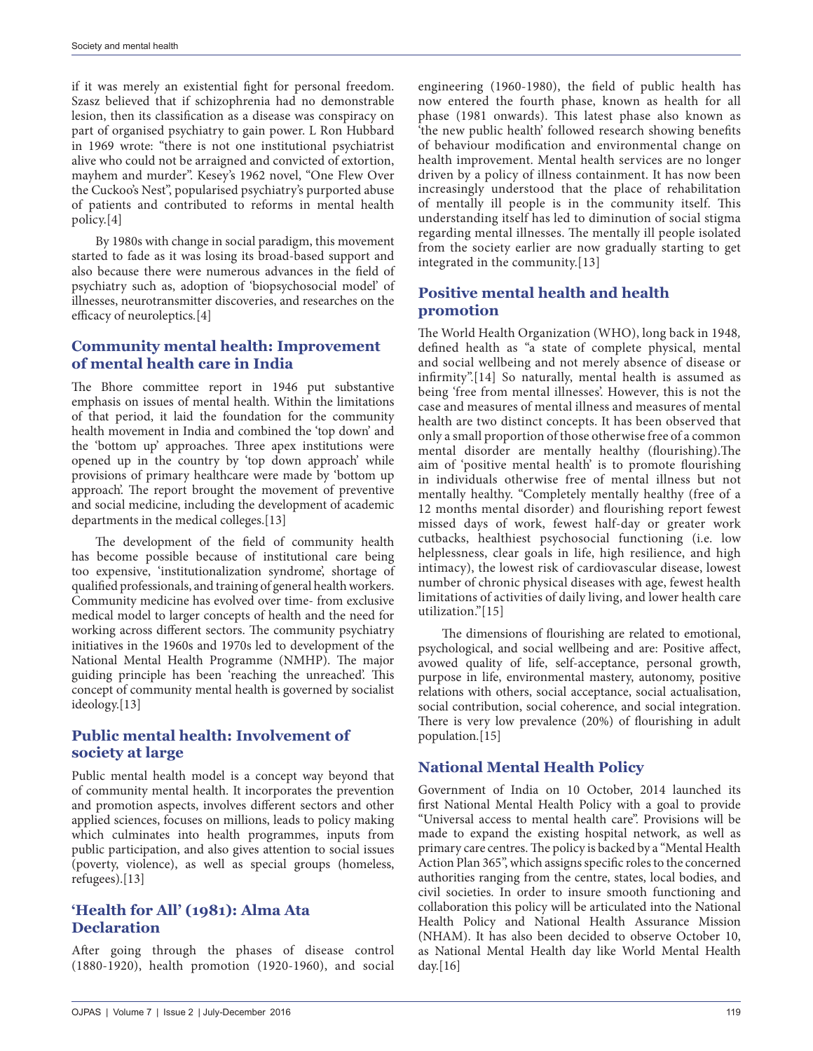if it was merely an existential fight for personal freedom. Szasz believed that if schizophrenia had no demonstrable lesion, then its classification as a disease was conspiracy on part of organised psychiatry to gain power. L Ron Hubbard in 1969 wrote: "there is not one institutional psychiatrist alive who could not be arraigned and convicted of extortion, mayhem and murder". Kesey's 1962 novel, "One Flew Over the Cuckoo's Nest", popularised psychiatry's purported abuse of patients and contributed to reforms in mental health policy.[4]

By 1980s with change in social paradigm, this movement started to fade as it was losing its broad-based support and also because there were numerous advances in the field of psychiatry such as, adoption of 'biopsychosocial model' of illnesses, neurotransmitter discoveries, and researches on the efficacy of neuroleptics.[4]

## Community mental health: Improvement of mental health care in India

The Bhore committee report in 1946 put substantive emphasis on issues of mental health. Within the limitations of that period, it laid the foundation for the community health movement in India and combined the 'top down' and the 'bottom up' approaches. Three apex institutions were opened up in the country by 'top down approach' while provisions of primary healthcare were made by 'bottom up approach'. The report brought the movement of preventive and social medicine, including the development of academic departments in the medical colleges.[13]

The development of the field of community health has become possible because of institutional care being too expensive, 'institutionalization syndrome', shortage of qualified professionals, and training of general health workers. Community medicine has evolved over time- from exclusive medical model to larger concepts of health and the need for working across different sectors. The community psychiatry initiatives in the 1960s and 1970s led to development of the National Mental Health Programme (NMHP). The major guiding principle has been 'reaching the unreached'. This concept of community mental health is governed by socialist ideology.[13]

## Public mental health: Involvement of society at large

Public mental health model is a concept way beyond that of community mental health. It incorporates the prevention and promotion aspects, involves different sectors and other applied sciences, focuses on millions, leads to policy making which culminates into health programmes, inputs from public participation, and also gives attention to social issues (poverty, violence), as well as special groups (homeless, refugees).[13]

## 'Health for All' (1981): Alma Ata Declaration

After going through the phases of disease control (1880-1920), health promotion (1920-1960), and social engineering (1960-1980), the field of public health has now entered the fourth phase, known as health for all phase (1981 onwards). This latest phase also known as 'the new public health' followed research showing benefits of behaviour modification and environmental change on health improvement. Mental health services are no longer driven by a policy of illness containment. It has now been increasingly understood that the place of rehabilitation of mentally ill people is in the community itself. This understanding itself has led to diminution of social stigma regarding mental illnesses. The mentally ill people isolated from the society earlier are now gradually starting to get integrated in the community.[13]

## Positive mental health and health promotion

The World Health Organization (WHO), long back in 1948, defined health as "a state of complete physical, mental and social wellbeing and not merely absence of disease or infirmity".[14] So naturally, mental health is assumed as being 'free from mental illnesses'. However, this is not the case and measures of mental illness and measures of mental health are two distinct concepts. It has been observed that only a small proportion of those otherwise free of a common mental disorder are mentally healthy (flourishing).The aim of 'positive mental health' is to promote flourishing in individuals otherwise free of mental illness but not mentally healthy. "Completely mentally healthy (free of a 12 months mental disorder) and flourishing report fewest missed days of work, fewest half-day or greater work cutbacks, healthiest psychosocial functioning (i.e. low helplessness, clear goals in life, high resilience, and high intimacy), the lowest risk of cardiovascular disease, lowest number of chronic physical diseases with age, fewest health limitations of activities of daily living, and lower health care utilization."[15]

The dimensions of flourishing are related to emotional, psychological, and social wellbeing and are: Positive affect, avowed quality of life, self-acceptance, personal growth, purpose in life, environmental mastery, autonomy, positive relations with others, social acceptance, social actualisation, social contribution, social coherence, and social integration. There is very low prevalence (20%) of flourishing in adult population.[15]

## National Mental Health Policy

Government of India on 10 October, 2014 launched its first National Mental Health Policy with a goal to provide "Universal access to mental health care". Provisions will be made to expand the existing hospital network, as well as primary care centres. The policy is backed by a "Mental Health Action Plan 365", which assigns specific roles to the concerned authorities ranging from the centre, states, local bodies, and civil societies. In order to insure smooth functioning and collaboration this policy will be articulated into the National Health Policy and National Health Assurance Mission (NHAM). It has also been decided to observe October 10, as National Mental Health day like World Mental Health day.[16]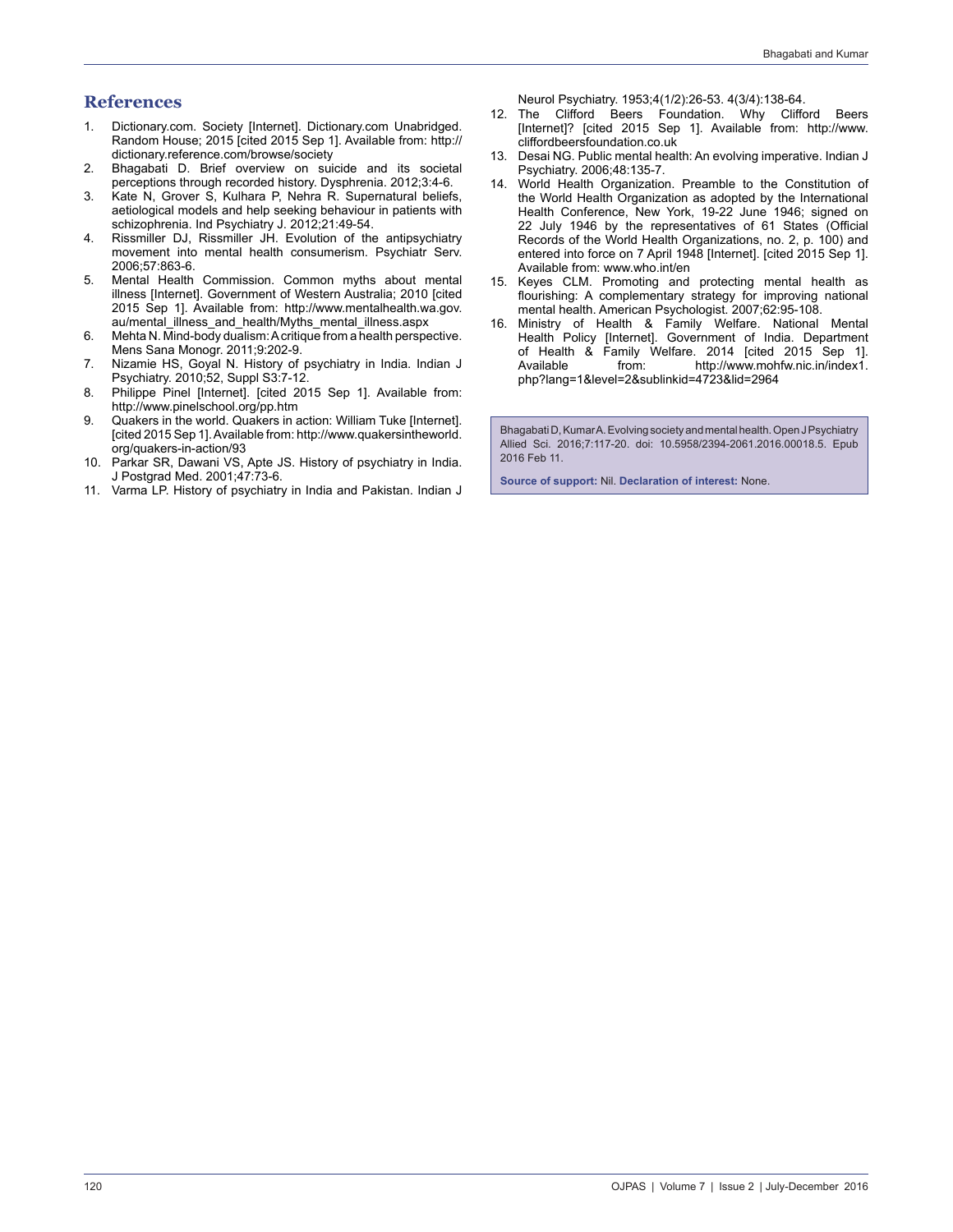## References

1. Dictionary.com. Society [Internet]. Dictionary.com Unabridged. Random House; 2015 [cited 2015 Sep 1]. Available from: http://dictionary.reference.com/browse/society
2. Bhagabati D. Brief overview on suicide and its societal perceptions through recorded history. Dysphrenia. 2012;3:4-6.
3. Kate N, Grover S, Kulhara P, Nehra R. Supernatural beliefs, aetiological models and help seeking behaviour in patients with schizophrenia. Ind Psychiatry J. 2012;21:49-54.
4. Rissmiller DJ, Rissmiller JH. Evolution of the antipsychiatry movement into mental health consumerism. Psychiatr Serv. 2006;57:863-6.
5. Mental Health Commission. Common myths about mental illness [Internet]. Government of Western Australia; 2010 [cited 2015 Sep 1]. Available from: http://www.mentalhealth.wa.gov.au/mental_illness_and_health/Myths_mental_illness.aspx
6. Mehta N. Mind-body dualism: A critique from a health perspective. Mens Sana Monogr. 2011;9:202-9.
7. Nizamie HS, Goyal N. History of psychiatry in India. Indian J Psychiatry. 2010;52, Suppl S3:7-12.
8. Philippe Pinel [Internet]. [cited 2015 Sep 1]. Available from: http://www.pinelschool.org/pp.htm
9. Quakers in the world. Quakers in action: William Tuke [Internet]. [cited 2015 Sep 1]. Available from: http://www.quakersintheworld.org/quakers-in-action/93
10. Parkar SR, Dawani VS, Apte JS. History of psychiatry in India. J Postgrad Med. 2001;47:73-6.
11. Varma LP. History of psychiatry in India and Pakistan. Indian J Neurol Psychiatry. 1953;4(1/2):26-53. 4(3/4):138-64.
12. The Clifford Beers Foundation. Why Clifford Beers [Internet]? [cited 2015 Sep 1]. Available from: http://www.cliffordbeersfoundation.co.uk
13. Desai NG. Public mental health: An evolving imperative. Indian J Psychiatry. 2006;48:135-7.
14. World Health Organization. Preamble to the Constitution of the World Health Organization as adopted by the International Health Conference, New York, 19-22 June 1946; signed on 22 July 1946 by the representatives of 61 States (Official Records of the World Health Organizations, no. 2, p. 100) and entered into force on 7 April 1948 [Internet]. [cited 2015 Sep 1]. Available from: www.who.int/en
15. Keyes CLM. Promoting and protecting mental health as flourishing: A complementary strategy for improving national mental health. American Psychologist. 2007;62:95-108.
16. Ministry of Health & Family Welfare. National Mental Health Policy [Internet]. Government of India. Department of Health & Family Welfare. 2014 [cited 2015 Sep 1]. Available from: http://www.mohfw.nic.in/index1.php?lang=1&level=2&sublinkid=4723&lid=2964

Bhagabati D, Kumar A. Evolving society and mental health. Open J Psychiatry Allied Sci. 2016;7:117-20. doi: 10.5958/2394-2061.2016.00018.5. Epub 2016 Feb 11.

**Source of support:** Nil. **Declaration of interest:** None.